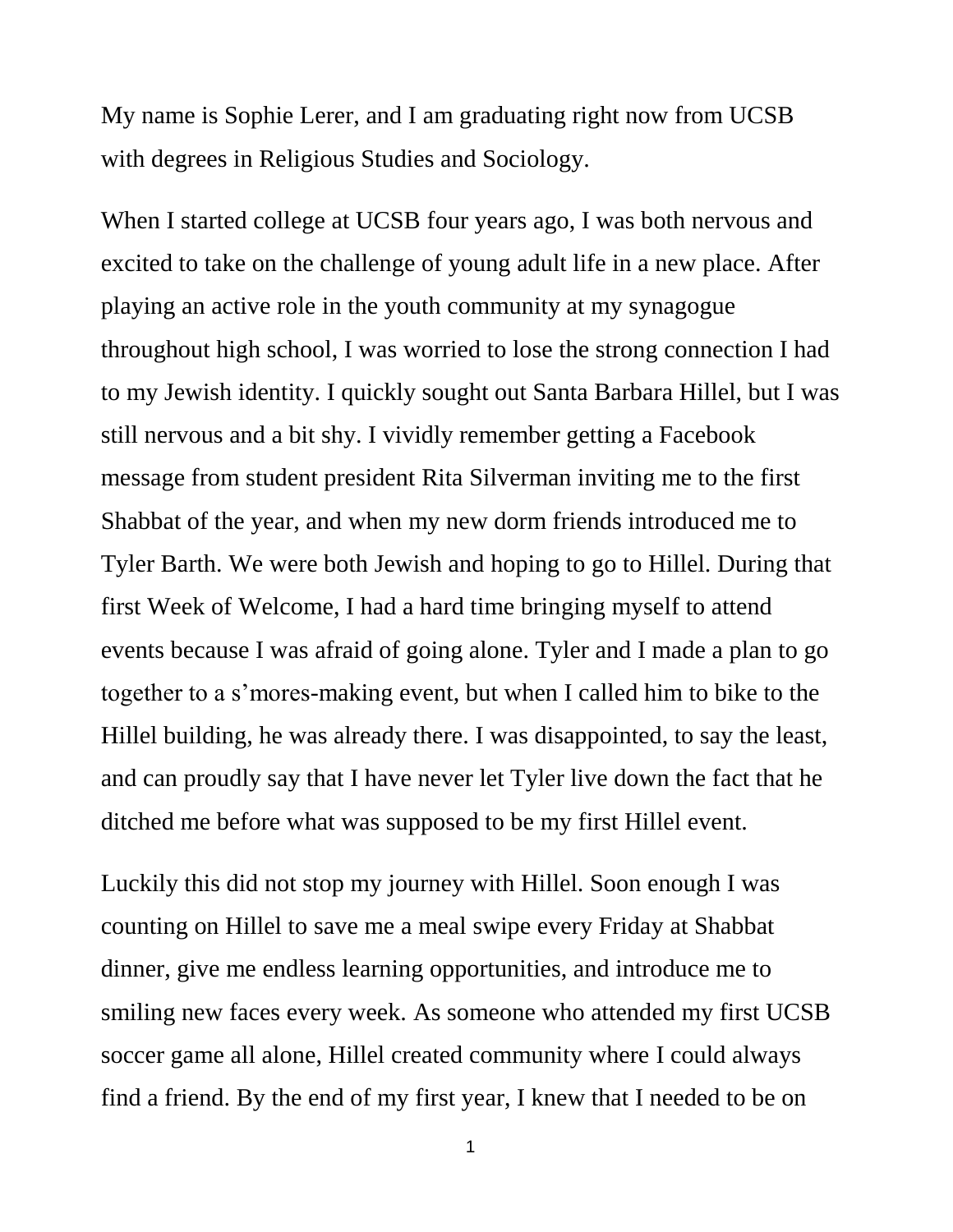My name is Sophie Lerer, and I am graduating right now from UCSB with degrees in Religious Studies and Sociology.

When I started college at UCSB four years ago, I was both nervous and excited to take on the challenge of young adult life in a new place. After playing an active role in the youth community at my synagogue throughout high school, I was worried to lose the strong connection I had to my Jewish identity. I quickly sought out Santa Barbara Hillel, but I was still nervous and a bit shy. I vividly remember getting a Facebook message from student president Rita Silverman inviting me to the first Shabbat of the year, and when my new dorm friends introduced me to Tyler Barth. We were both Jewish and hoping to go to Hillel. During that first Week of Welcome, I had a hard time bringing myself to attend events because I was afraid of going alone. Tyler and I made a plan to go together to a s'mores-making event, but when I called him to bike to the Hillel building, he was already there. I was disappointed, to say the least, and can proudly say that I have never let Tyler live down the fact that he ditched me before what was supposed to be my first Hillel event.

Luckily this did not stop my journey with Hillel. Soon enough I was counting on Hillel to save me a meal swipe every Friday at Shabbat dinner, give me endless learning opportunities, and introduce me to smiling new faces every week. As someone who attended my first UCSB soccer game all alone, Hillel created community where I could always find a friend. By the end of my first year, I knew that I needed to be on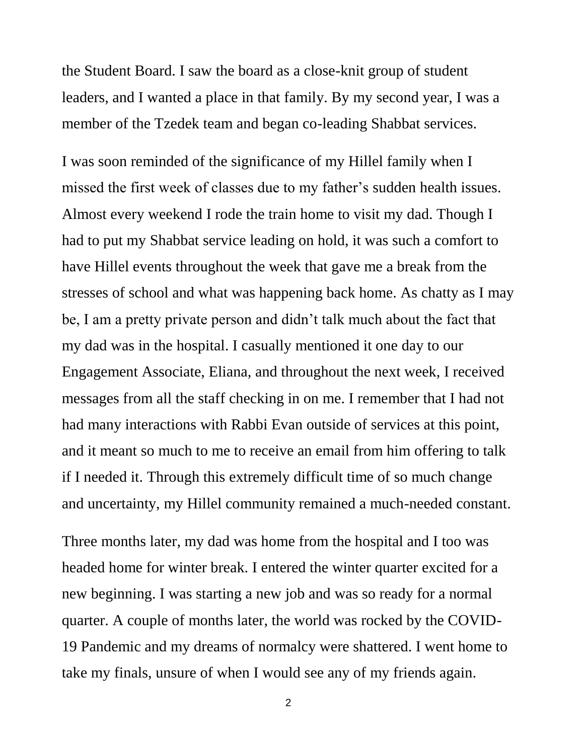the Student Board. I saw the board as a close-knit group of student leaders, and I wanted a place in that family. By my second year, I was a member of the Tzedek team and began co-leading Shabbat services.

I was soon reminded of the significance of my Hillel family when I missed the first week of classes due to my father's sudden health issues. Almost every weekend I rode the train home to visit my dad. Though I had to put my Shabbat service leading on hold, it was such a comfort to have Hillel events throughout the week that gave me a break from the stresses of school and what was happening back home. As chatty as I may be, I am a pretty private person and didn't talk much about the fact that my dad was in the hospital. I casually mentioned it one day to our Engagement Associate, Eliana, and throughout the next week, I received messages from all the staff checking in on me. I remember that I had not had many interactions with Rabbi Evan outside of services at this point, and it meant so much to me to receive an email from him offering to talk if I needed it. Through this extremely difficult time of so much change and uncertainty, my Hillel community remained a much-needed constant.

Three months later, my dad was home from the hospital and I too was headed home for winter break. I entered the winter quarter excited for a new beginning. I was starting a new job and was so ready for a normal quarter. A couple of months later, the world was rocked by the COVID-19 Pandemic and my dreams of normalcy were shattered. I went home to take my finals, unsure of when I would see any of my friends again.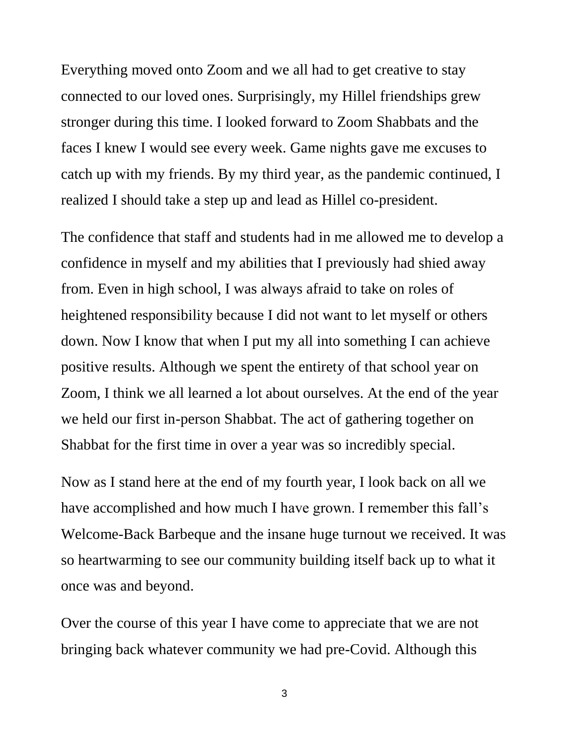Everything moved onto Zoom and we all had to get creative to stay connected to our loved ones. Surprisingly, my Hillel friendships grew stronger during this time. I looked forward to Zoom Shabbats and the faces I knew I would see every week. Game nights gave me excuses to catch up with my friends. By my third year, as the pandemic continued, I realized I should take a step up and lead as Hillel co-president.

The confidence that staff and students had in me allowed me to develop a confidence in myself and my abilities that I previously had shied away from. Even in high school, I was always afraid to take on roles of heightened responsibility because I did not want to let myself or others down. Now I know that when I put my all into something I can achieve positive results. Although we spent the entirety of that school year on Zoom, I think we all learned a lot about ourselves. At the end of the year we held our first in-person Shabbat. The act of gathering together on Shabbat for the first time in over a year was so incredibly special.

Now as I stand here at the end of my fourth year, I look back on all we have accomplished and how much I have grown. I remember this fall's Welcome-Back Barbeque and the insane huge turnout we received. It was so heartwarming to see our community building itself back up to what it once was and beyond.

Over the course of this year I have come to appreciate that we are not bringing back whatever community we had pre-Covid. Although this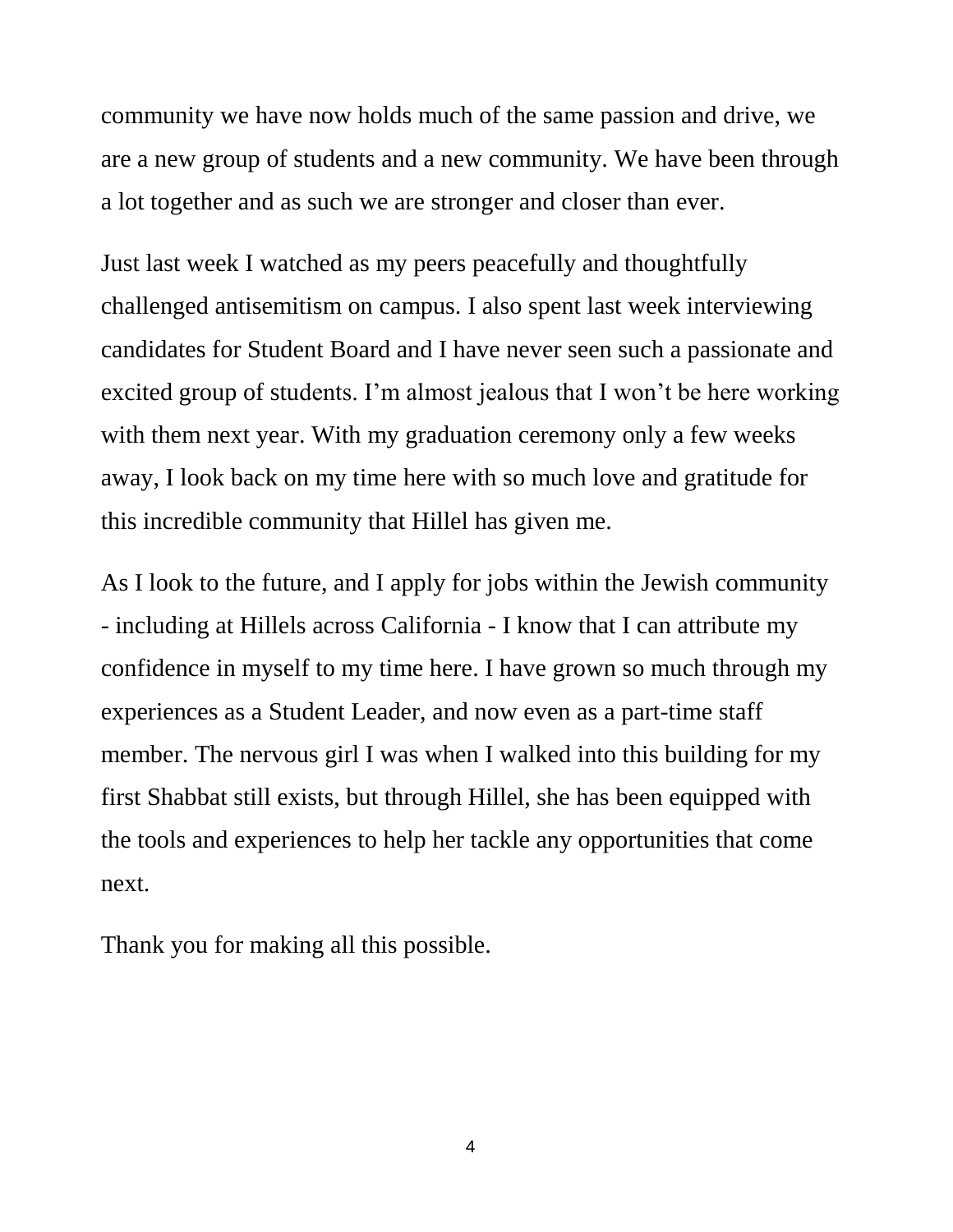community we have now holds much of the same passion and drive, we are a new group of students and a new community. We have been through a lot together and as such we are stronger and closer than ever.

Just last week I watched as my peers peacefully and thoughtfully challenged antisemitism on campus. I also spent last week interviewing candidates for Student Board and I have never seen such a passionate and excited group of students. I'm almost jealous that I won't be here working with them next year. With my graduation ceremony only a few weeks away, I look back on my time here with so much love and gratitude for this incredible community that Hillel has given me.

As I look to the future, and I apply for jobs within the Jewish community - including at Hillels across California - I know that I can attribute my confidence in myself to my time here. I have grown so much through my experiences as a Student Leader, and now even as a part-time staff member. The nervous girl I was when I walked into this building for my first Shabbat still exists, but through Hillel, she has been equipped with the tools and experiences to help her tackle any opportunities that come next.

Thank you for making all this possible.